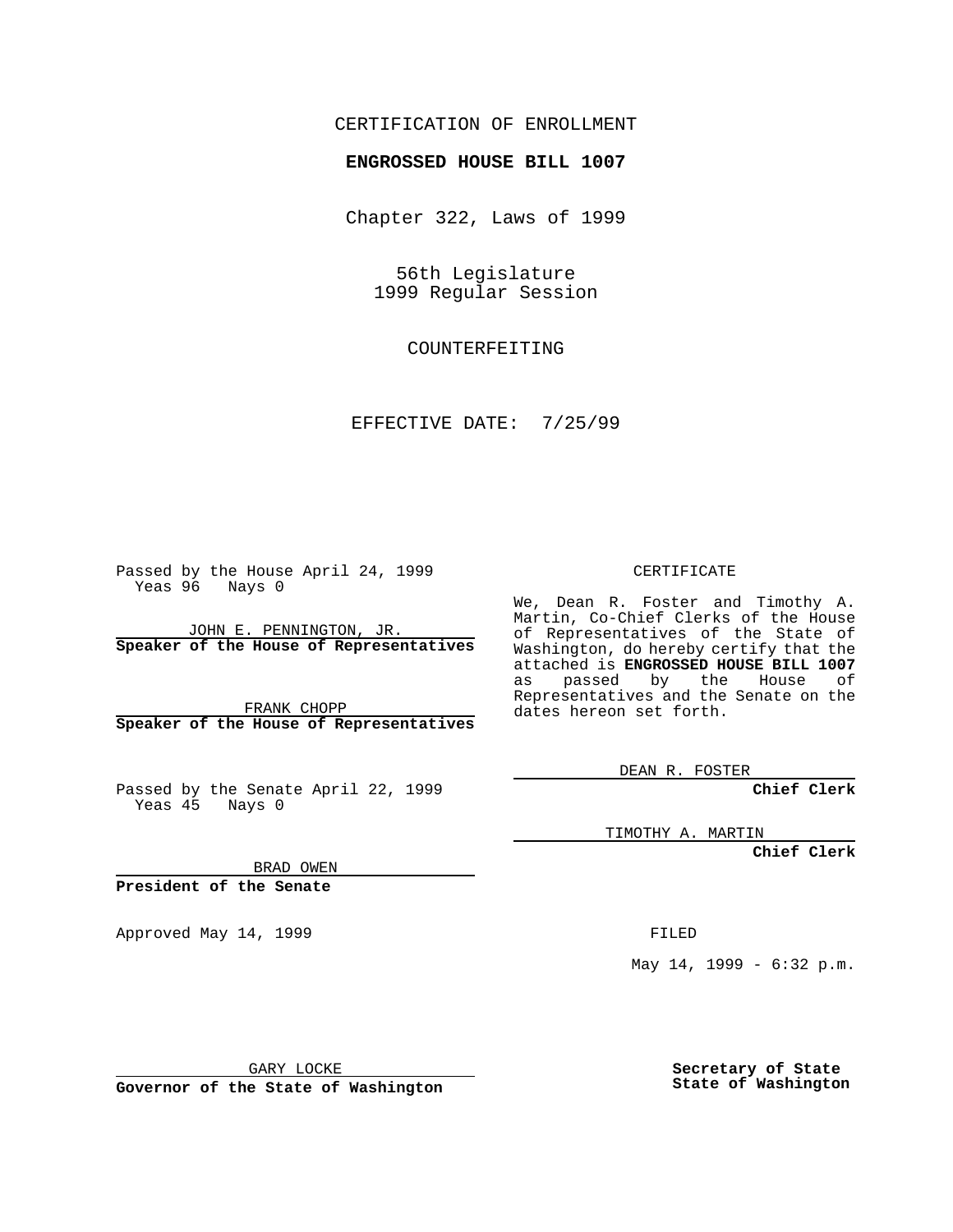CERTIFICATION OF ENROLLMENT

**ENGROSSED HOUSE BILL 1007**

Chapter 322, Laws of 1999

56th Legislature
1999 Regular Session

COUNTERFEITING

EFFECTIVE DATE: 7/25/99

Passed by the House April 24, 1999
Yeas 96 Nays 0

JOHN E. PENNINGTON, JR.
**Speaker of the House of Representatives**

FRANK CHOPP
**Speaker of the House of Representatives**

Passed by the Senate April 22, 1999
Yeas 45 Nays 0

BRAD OWEN
**President of the Senate**

Approved May 14, 1999

GARY LOCKE
**Governor of the State of Washington**

CERTIFICATE

We, Dean R. Foster and Timothy A. Martin, Co-Chief Clerks of the House of Representatives of the State of Washington, do hereby certify that the attached is **ENGROSSED HOUSE BILL 1007** as passed by the House of Representatives and the Senate on the dates hereon set forth.

DEAN R. FOSTER
**Chief Clerk**

TIMOTHY A. MARTIN
**Chief Clerk**

FILED

May 14, 1999 - 6:32 p.m.

**Secretary of State**
**State of Washington**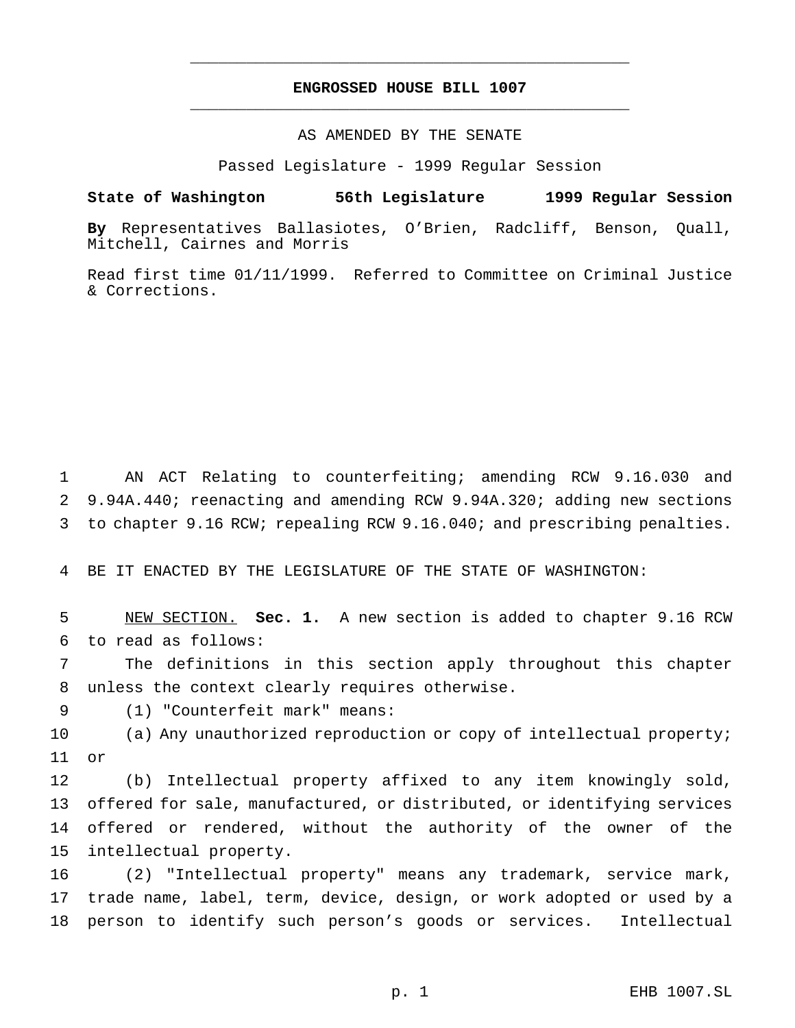# ENGROSSED HOUSE BILL 1007

AS AMENDED BY THE SENATE

Passed Legislature - 1999 Regular Session

**State of Washington 56th Legislature 1999 Regular Session**

**By** Representatives Ballasiotes, O'Brien, Radcliff, Benson, Quall, Mitchell, Cairnes and Morris

Read first time 01/11/1999. Referred to Committee on Criminal Justice & Corrections.

AN ACT Relating to counterfeiting; amending RCW 9.16.030 and 9.94A.440; reenacting and amending RCW 9.94A.320; adding new sections to chapter 9.16 RCW; repealing RCW 9.16.040; and prescribing penalties.

BE IT ENACTED BY THE LEGISLATURE OF THE STATE OF WASHINGTON:

NEW SECTION. **Sec. 1.** A new section is added to chapter 9.16 RCW to read as follows:

The definitions in this section apply throughout this chapter unless the context clearly requires otherwise.

(1) "Counterfeit mark" means:

(a) Any unauthorized reproduction or copy of intellectual property; or

(b) Intellectual property affixed to any item knowingly sold, offered for sale, manufactured, or distributed, or identifying services offered or rendered, without the authority of the owner of the intellectual property.

(2) "Intellectual property" means any trademark, service mark, trade name, label, term, device, design, or work adopted or used by a person to identify such person's goods or services. Intellectual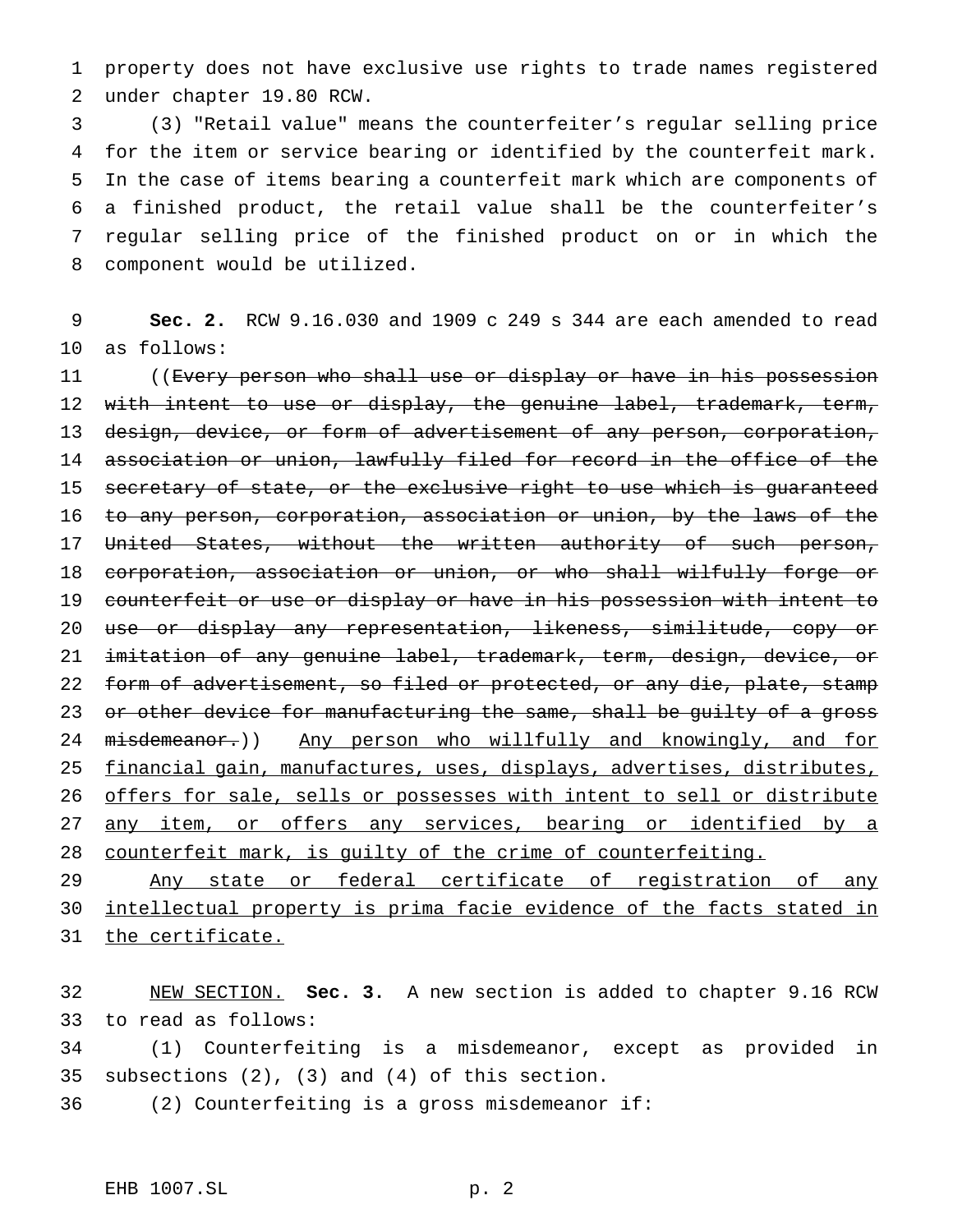property does not have exclusive use rights to trade names registered under chapter 19.80 RCW.

(3) "Retail value" means the counterfeiter's regular selling price for the item or service bearing or identified by the counterfeit mark. In the case of items bearing a counterfeit mark which are components of a finished product, the retail value shall be the counterfeiter's regular selling price of the finished product on or in which the component would be utilized.

**Sec. 2.** RCW 9.16.030 and 1909 c 249 s 344 are each amended to read as follows:

((~~Every person who shall use or display or have in his possession with intent to use or display, the genuine label, trademark, term, design, device, or form of advertisement of any person, corporation, association or union, lawfully filed for record in the office of the secretary of state, or the exclusive right to use which is guaranteed to any person, corporation, association or union, by the laws of the United States, without the written authority of such person, corporation, association or union, or who shall wilfully forge or counterfeit or use or display or have in his possession with intent to use or display any representation, likeness, similitude, copy or imitation of any genuine label, trademark, term, design, device, or form of advertisement, so filed or protected, or any die, plate, stamp or other device for manufacturing the same, shall be guilty of a gross misdemeanor.~~)) <u>Any person who willfully and knowingly, and for financial gain, manufactures, uses, displays, advertises, distributes, offers for sale, sells or possesses with intent to sell or distribute any item, or offers any services, bearing or identified by a counterfeit mark, is guilty of the crime of counterfeiting.</u>

<u>Any state or federal certificate of registration of any intellectual property is prima facie evidence of the facts stated in the certificate.</u>

<u>NEW SECTION.</u> **Sec. 3.** A new section is added to chapter 9.16 RCW to read as follows:

(1) Counterfeiting is a misdemeanor, except as provided in subsections (2), (3) and (4) of this section.

(2) Counterfeiting is a gross misdemeanor if: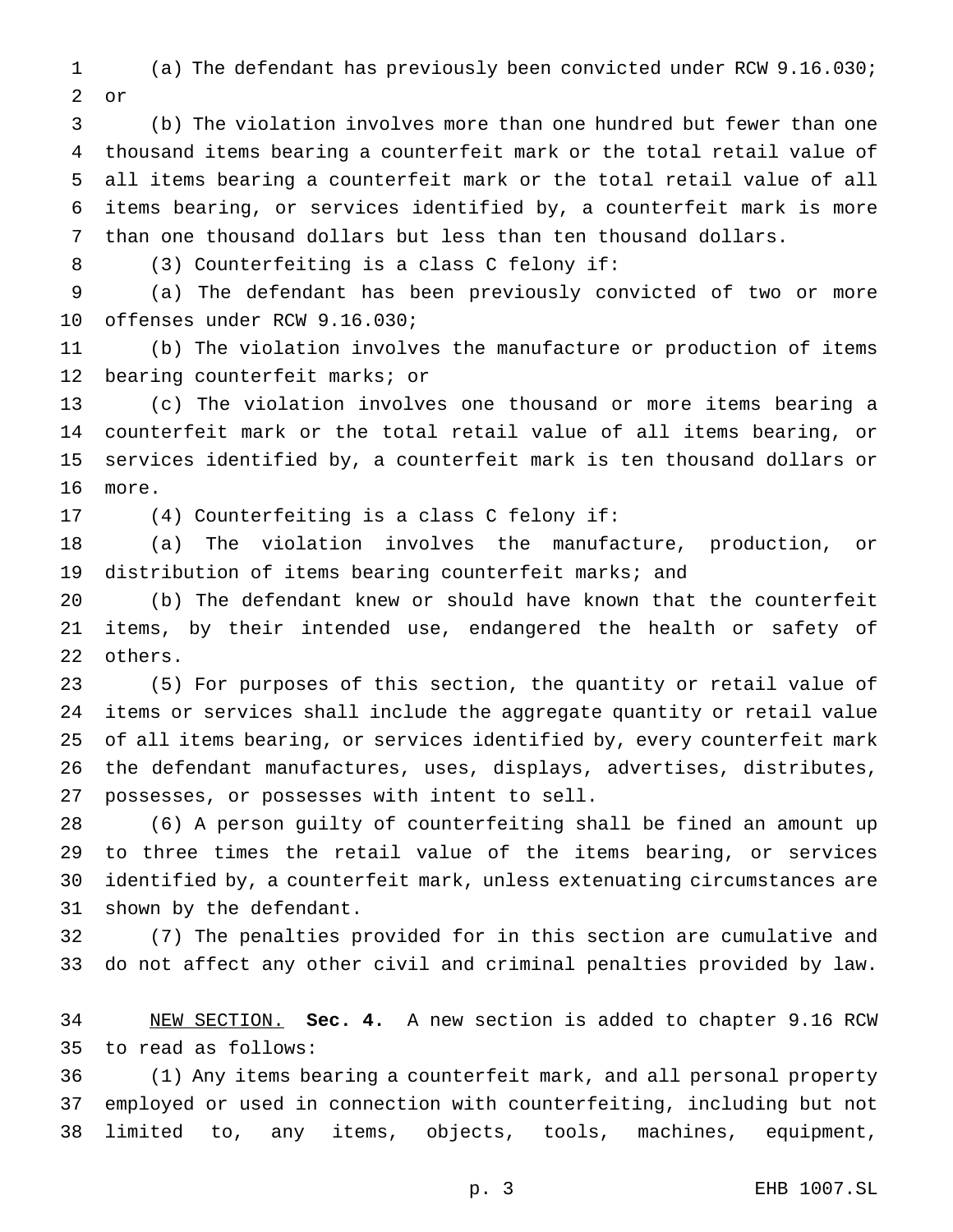(a) The defendant has previously been convicted under RCW 9.16.030; or

(b) The violation involves more than one hundred but fewer than one thousand items bearing a counterfeit mark or the total retail value of all items bearing a counterfeit mark or the total retail value of all items bearing, or services identified by, a counterfeit mark is more than one thousand dollars but less than ten thousand dollars.

(3) Counterfeiting is a class C felony if:

(a) The defendant has been previously convicted of two or more offenses under RCW 9.16.030;

(b) The violation involves the manufacture or production of items bearing counterfeit marks; or

(c) The violation involves one thousand or more items bearing a counterfeit mark or the total retail value of all items bearing, or services identified by, a counterfeit mark is ten thousand dollars or more.

(4) Counterfeiting is a class C felony if:

(a) The violation involves the manufacture, production, or distribution of items bearing counterfeit marks; and

(b) The defendant knew or should have known that the counterfeit items, by their intended use, endangered the health or safety of others.

(5) For purposes of this section, the quantity or retail value of items or services shall include the aggregate quantity or retail value of all items bearing, or services identified by, every counterfeit mark the defendant manufactures, uses, displays, advertises, distributes, possesses, or possesses with intent to sell.

(6) A person guilty of counterfeiting shall be fined an amount up to three times the retail value of the items bearing, or services identified by, a counterfeit mark, unless extenuating circumstances are shown by the defendant.

(7) The penalties provided for in this section are cumulative and do not affect any other civil and criminal penalties provided by law.

NEW SECTION. **Sec. 4.** A new section is added to chapter 9.16 RCW to read as follows:

(1) Any items bearing a counterfeit mark, and all personal property employed or used in connection with counterfeiting, including but not limited to, any items, objects, tools, machines, equipment,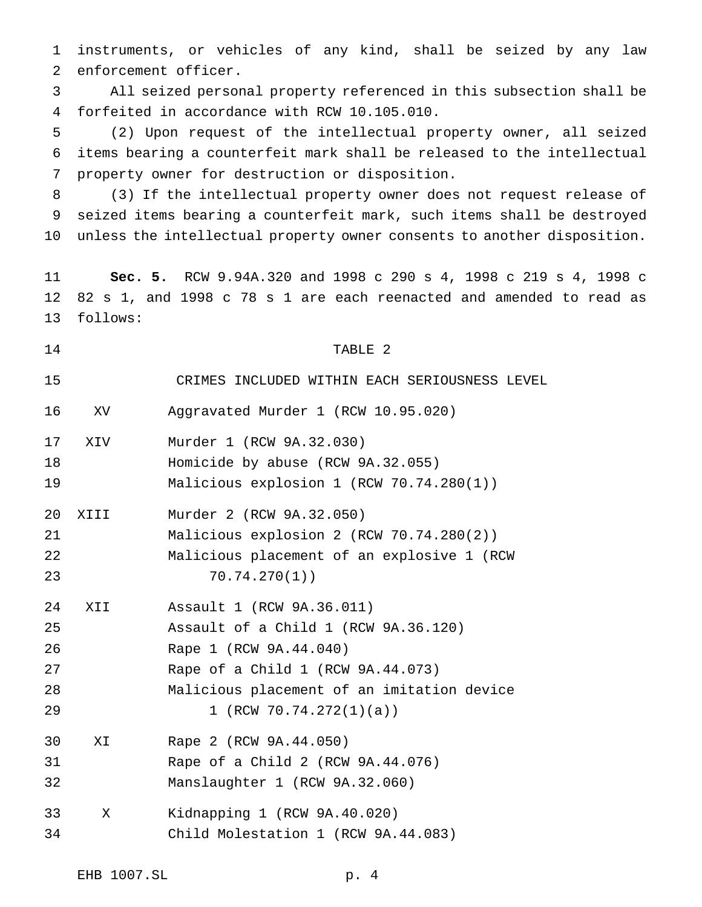instruments, or vehicles of any kind, shall be seized by any law enforcement officer.

All seized personal property referenced in this subsection shall be forfeited in accordance with RCW 10.105.010.

(2) Upon request of the intellectual property owner, all seized items bearing a counterfeit mark shall be released to the intellectual property owner for destruction or disposition.

(3) If the intellectual property owner does not request release of seized items bearing a counterfeit mark, such items shall be destroyed unless the intellectual property owner consents to another disposition.

**Sec. 5.** RCW 9.94A.320 and 1998 c 290 s 4, 1998 c 219 s 4, 1998 c 82 s 1, and 1998 c 78 s 1 are each reenacted and amended to read as follows:

TABLE 2

CRIMES INCLUDED WITHIN EACH SERIOUSNESS LEVEL

| Level | Crimes |
|---|---|
| XV | Aggravated Murder 1 (RCW 10.95.020) |
| XIV | Murder 1 (RCW 9A.32.030) |
| | Homicide by abuse (RCW 9A.32.055) |
| | Malicious explosion 1 (RCW 70.74.280(1)) |
| XIII | Murder 2 (RCW 9A.32.050) |
| | Malicious explosion 2 (RCW 70.74.280(2)) |
| | Malicious placement of an explosive 1 (RCW 70.74.270(1)) |
| XII | Assault 1 (RCW 9A.36.011) |
| | Assault of a Child 1 (RCW 9A.36.120) |
| | Rape 1 (RCW 9A.44.040) |
| | Rape of a Child 1 (RCW 9A.44.073) |
| | Malicious placement of an imitation device 1 (RCW 70.74.272(1)(a)) |
| XI | Rape 2 (RCW 9A.44.050) |
| | Rape of a Child 2 (RCW 9A.44.076) |
| | Manslaughter 1 (RCW 9A.32.060) |
| X | Kidnapping 1 (RCW 9A.40.020) |
| | Child Molestation 1 (RCW 9A.44.083) |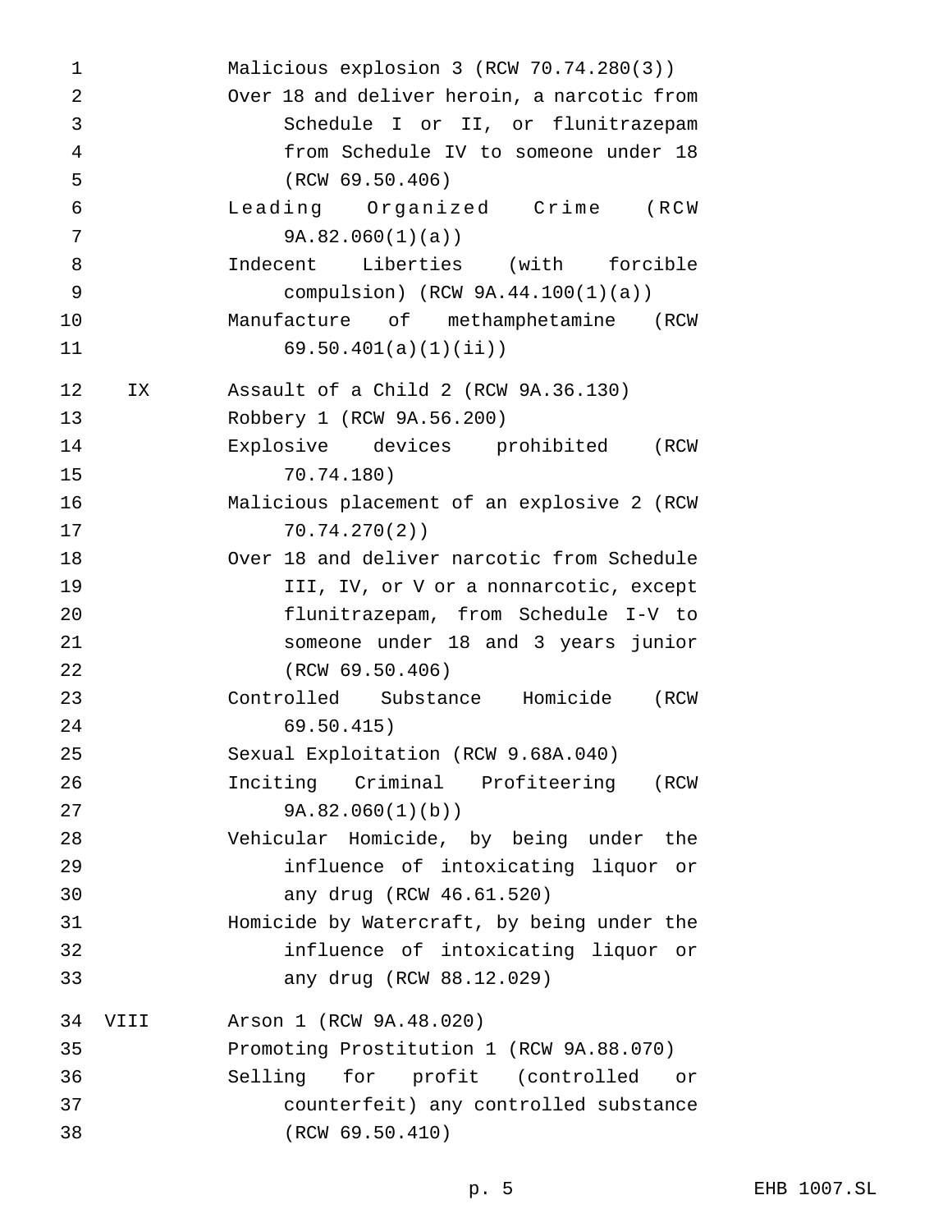| | |
|---|---|
| | Malicious explosion 3 (RCW 70.74.280(3)) |
| | Over 18 and deliver heroin, a narcotic from Schedule I or II, or flunitrazepam from Schedule IV to someone under 18 (RCW 69.50.406) |
| | Leading Organized Crime (RCW 9A.82.060(1)(a)) |
| | Indecent Liberties (with forcible compulsion) (RCW 9A.44.100(1)(a)) |
| | Manufacture of methamphetamine (RCW 69.50.401(a)(1)(ii)) |
| IX | Assault of a Child 2 (RCW 9A.36.130) |
| | Robbery 1 (RCW 9A.56.200) |
| | Explosive devices prohibited (RCW 70.74.180) |
| | Malicious placement of an explosive 2 (RCW 70.74.270(2)) |
| | Over 18 and deliver narcotic from Schedule III, IV, or V or a nonnarcotic, except flunitrazepam, from Schedule I-V to someone under 18 and 3 years junior (RCW 69.50.406) |
| | Controlled Substance Homicide (RCW 69.50.415) |
| | Sexual Exploitation (RCW 9.68A.040) |
| | Inciting Criminal Profiteering (RCW 9A.82.060(1)(b)) |
| | Vehicular Homicide, by being under the influence of intoxicating liquor or any drug (RCW 46.61.520) |
| | Homicide by Watercraft, by being under the influence of intoxicating liquor or any drug (RCW 88.12.029) |
| VIII | Arson 1 (RCW 9A.48.020) |
| | Promoting Prostitution 1 (RCW 9A.88.070) |
| | Selling for profit (controlled or counterfeit) any controlled substance (RCW 69.50.410) |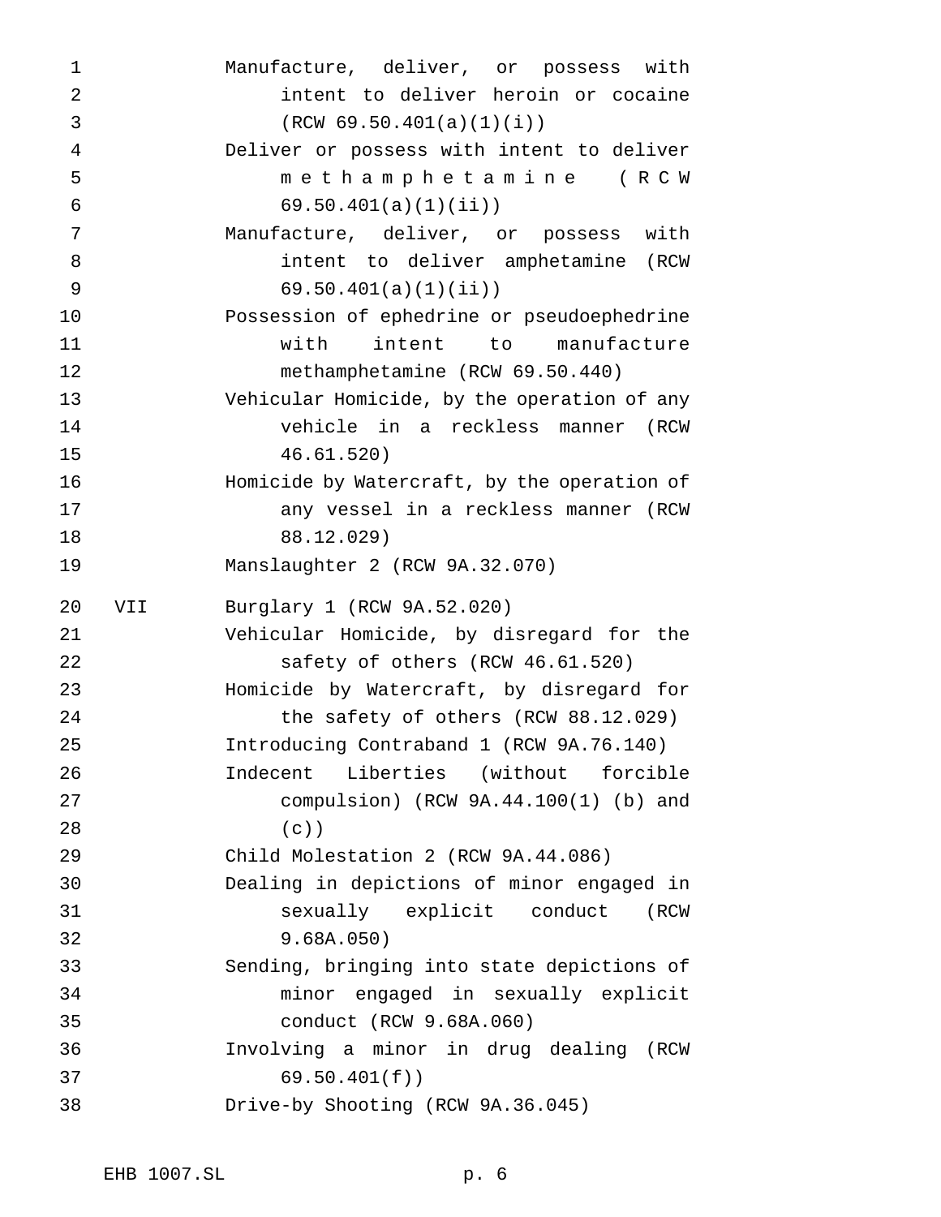| | |
|---|---|
| | Manufacture, deliver, or possess with intent to deliver heroin or cocaine (RCW 69.50.401(a)(1)(i)) |
| | Deliver or possess with intent to deliver methamphetamine (RCW 69.50.401(a)(1)(ii)) |
| | Manufacture, deliver, or possess with intent to deliver amphetamine (RCW 69.50.401(a)(1)(ii)) |
| | Possession of ephedrine or pseudoephedrine with intent to manufacture methamphetamine (RCW 69.50.440) |
| | Vehicular Homicide, by the operation of any vehicle in a reckless manner (RCW 46.61.520) |
| | Homicide by Watercraft, by the operation of any vessel in a reckless manner (RCW 88.12.029) |
| | Manslaughter 2 (RCW 9A.32.070) |
| VII | Burglary 1 (RCW 9A.52.020) |
| | Vehicular Homicide, by disregard for the safety of others (RCW 46.61.520) |
| | Homicide by Watercraft, by disregard for the safety of others (RCW 88.12.029) |
| | Introducing Contraband 1 (RCW 9A.76.140) |
| | Indecent Liberties (without forcible compulsion) (RCW 9A.44.100(1) (b) and (c)) |
| | Child Molestation 2 (RCW 9A.44.086) |
| | Dealing in depictions of minor engaged in sexually explicit conduct (RCW 9.68A.050) |
| | Sending, bringing into state depictions of minor engaged in sexually explicit conduct (RCW 9.68A.060) |
| | Involving a minor in drug dealing (RCW 69.50.401(f)) |
| | Drive-by Shooting (RCW 9A.36.045) |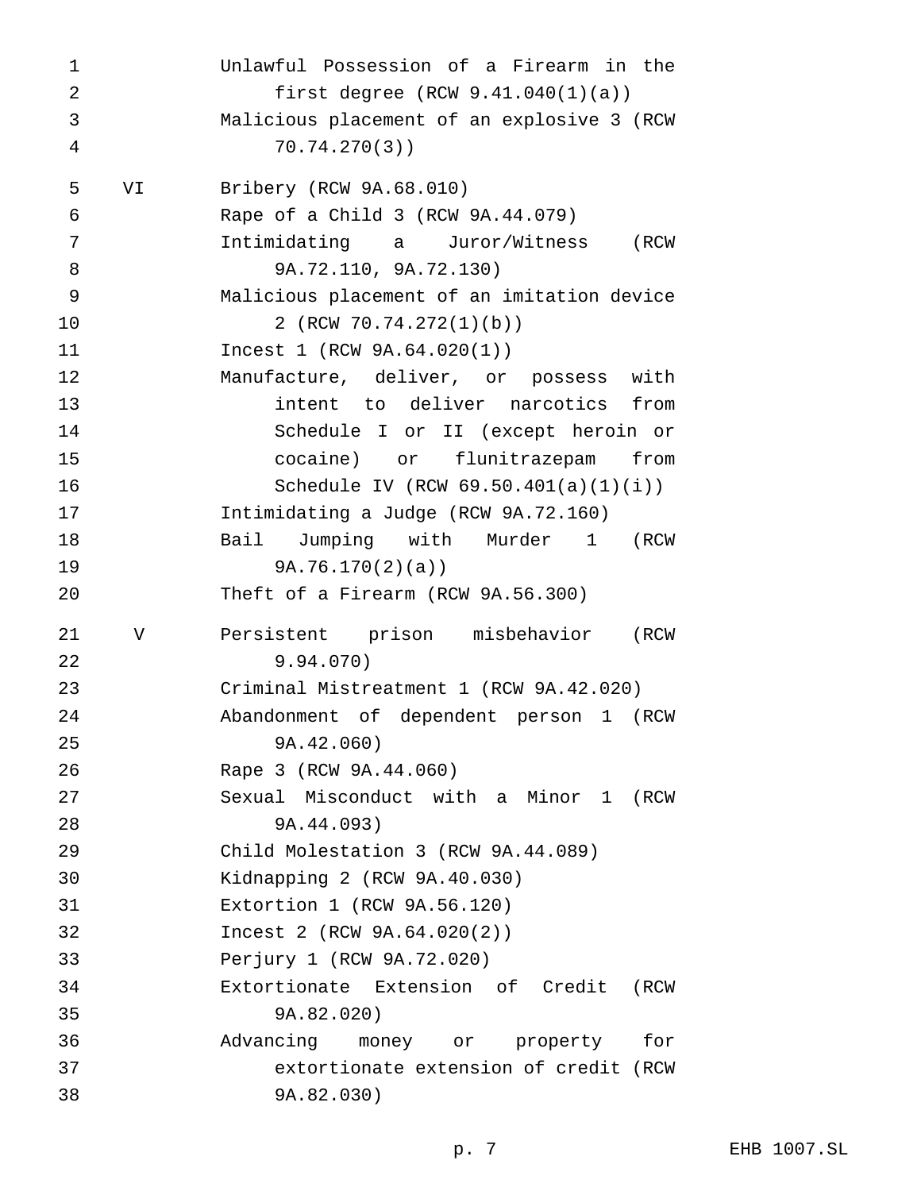| | |
|---|---|
| | Unlawful Possession of a Firearm in the first degree (RCW 9.41.040(1)(a)) |
| | Malicious placement of an explosive 3 (RCW 70.74.270(3)) |
| VI | Bribery (RCW 9A.68.010) |
| | Rape of a Child 3 (RCW 9A.44.079) |
| | Intimidating a Juror/Witness (RCW 9A.72.110, 9A.72.130) |
| | Malicious placement of an imitation device 2 (RCW 70.74.272(1)(b)) |
| | Incest 1 (RCW 9A.64.020(1)) |
| | Manufacture, deliver, or possess with intent to deliver narcotics from Schedule I or II (except heroin or cocaine) or flunitrazepam from Schedule IV (RCW 69.50.401(a)(1)(i)) |
| | Intimidating a Judge (RCW 9A.72.160) |
| | Bail Jumping with Murder 1 (RCW 9A.76.170(2)(a)) |
| | Theft of a Firearm (RCW 9A.56.300) |
| V | Persistent prison misbehavior (RCW 9.94.070) |
| | Criminal Mistreatment 1 (RCW 9A.42.020) |
| | Abandonment of dependent person 1 (RCW 9A.42.060) |
| | Rape 3 (RCW 9A.44.060) |
| | Sexual Misconduct with a Minor 1 (RCW 9A.44.093) |
| | Child Molestation 3 (RCW 9A.44.089) |
| | Kidnapping 2 (RCW 9A.40.030) |
| | Extortion 1 (RCW 9A.56.120) |
| | Incest 2 (RCW 9A.64.020(2)) |
| | Perjury 1 (RCW 9A.72.020) |
| | Extortionate Extension of Credit (RCW 9A.82.020) |
| | Advancing money or property for extortionate extension of credit (RCW 9A.82.030) |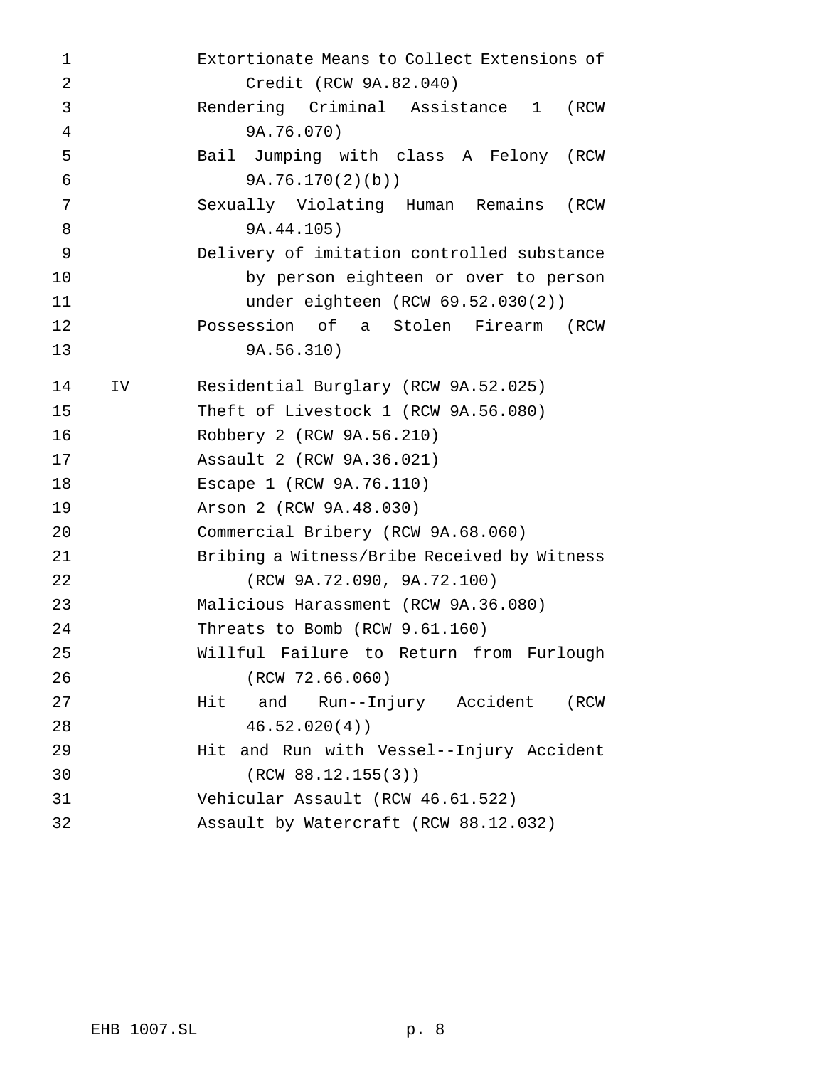| | |
|---|---|
| | Extortionate Means to Collect Extensions of Credit (RCW 9A.82.040) |
| | Rendering Criminal Assistance 1 (RCW 9A.76.070) |
| | Bail Jumping with class A Felony (RCW 9A.76.170(2)(b)) |
| | Sexually Violating Human Remains (RCW 9A.44.105) |
| | Delivery of imitation controlled substance by person eighteen or over to person under eighteen (RCW 69.52.030(2)) |
| | Possession of a Stolen Firearm (RCW 9A.56.310) |
| IV | Residential Burglary (RCW 9A.52.025) |
| | Theft of Livestock 1 (RCW 9A.56.080) |
| | Robbery 2 (RCW 9A.56.210) |
| | Assault 2 (RCW 9A.36.021) |
| | Escape 1 (RCW 9A.76.110) |
| | Arson 2 (RCW 9A.48.030) |
| | Commercial Bribery (RCW 9A.68.060) |
| | Bribing a Witness/Bribe Received by Witness (RCW 9A.72.090, 9A.72.100) |
| | Malicious Harassment (RCW 9A.36.080) |
| | Threats to Bomb (RCW 9.61.160) |
| | Willful Failure to Return from Furlough (RCW 72.66.060) |
| | Hit and Run--Injury Accident (RCW 46.52.020(4)) |
| | Hit and Run with Vessel--Injury Accident (RCW 88.12.155(3)) |
| | Vehicular Assault (RCW 46.61.522) |
| | Assault by Watercraft (RCW 88.12.032) |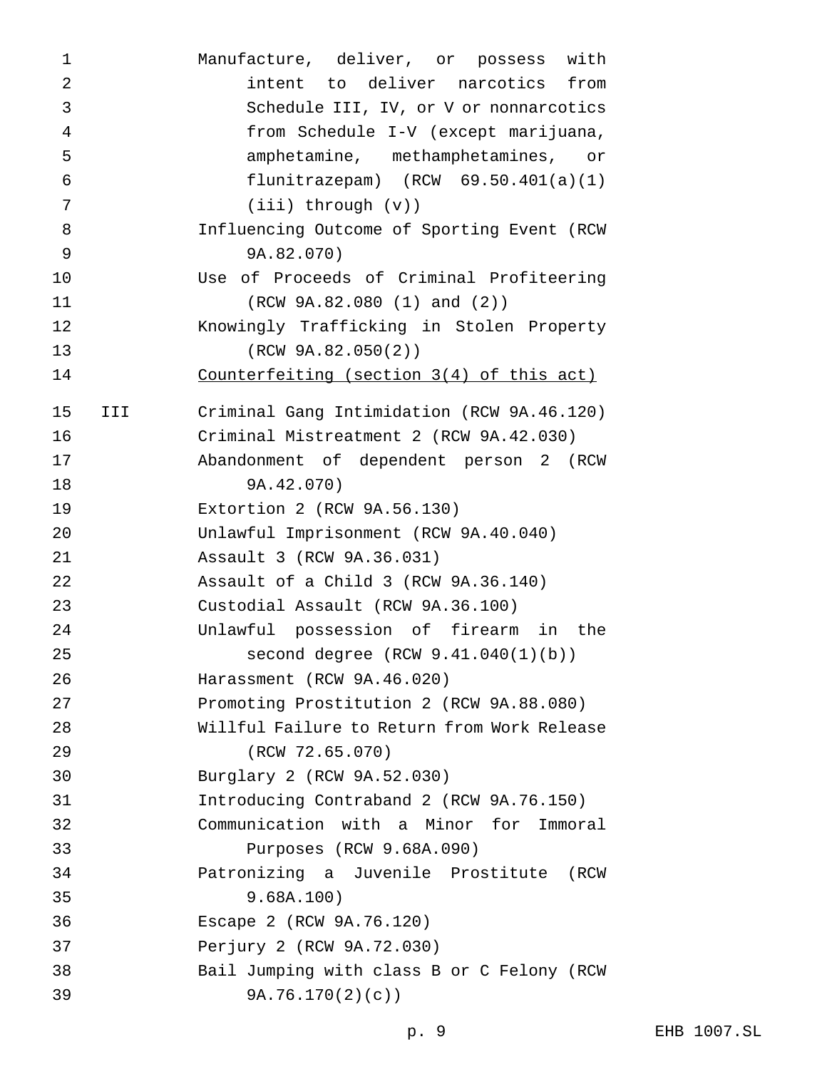Manufacture, deliver, or possess with intent to deliver narcotics from Schedule III, IV, or V or nonnarcotics from Schedule I-V (except marijuana, amphetamine, methamphetamines, or flunitrazepam) (RCW 69.50.401(a)(1)(iii) through (v))

Influencing Outcome of Sporting Event (RCW 9A.82.070)

Use of Proceeds of Criminal Profiteering (RCW 9A.82.080 (1) and (2))

Knowingly Trafficking in Stolen Property (RCW 9A.82.050(2))

<u>Counterfeiting (section 3(4) of this act)</u>

III

Criminal Gang Intimidation (RCW 9A.46.120)

Criminal Mistreatment 2 (RCW 9A.42.030)

Abandonment of dependent person 2 (RCW 9A.42.070)

Extortion 2 (RCW 9A.56.130)

Unlawful Imprisonment (RCW 9A.40.040)

Assault 3 (RCW 9A.36.031)

Assault of a Child 3 (RCW 9A.36.140)

Custodial Assault (RCW 9A.36.100)

Unlawful possession of firearm in the second degree (RCW 9.41.040(1)(b))

Harassment (RCW 9A.46.020)

Promoting Prostitution 2 (RCW 9A.88.080)

Willful Failure to Return from Work Release (RCW 72.65.070)

Burglary 2 (RCW 9A.52.030)

Introducing Contraband 2 (RCW 9A.76.150)

Communication with a Minor for Immoral Purposes (RCW 9.68A.090)

Patronizing a Juvenile Prostitute (RCW 9.68A.100)

Escape 2 (RCW 9A.76.120)

Perjury 2 (RCW 9A.72.030)

Bail Jumping with class B or C Felony (RCW 9A.76.170(2)(c))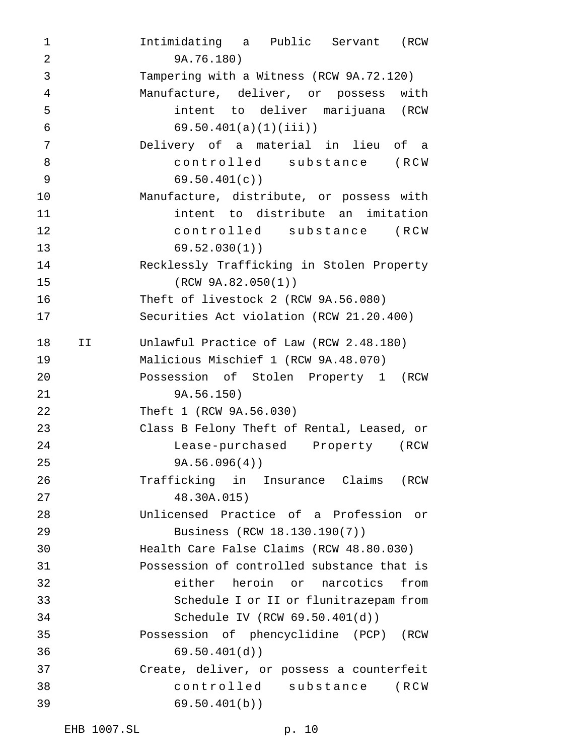| | |
|---|---|
| | Intimidating a Public Servant (RCW 9A.76.180) |
| | Tampering with a Witness (RCW 9A.72.120) |
| | Manufacture, deliver, or possess with intent to deliver marijuana (RCW 69.50.401(a)(1)(iii)) |
| | Delivery of a material in lieu of a controlled substance (RCW 69.50.401(c)) |
| | Manufacture, distribute, or possess with intent to distribute an imitation controlled substance (RCW 69.52.030(1)) |
| | Recklessly Trafficking in Stolen Property (RCW 9A.82.050(1)) |
| | Theft of livestock 2 (RCW 9A.56.080) |
| | Securities Act violation (RCW 21.20.400) |
| II | Unlawful Practice of Law (RCW 2.48.180) |
| | Malicious Mischief 1 (RCW 9A.48.070) |
| | Possession of Stolen Property 1 (RCW 9A.56.150) |
| | Theft 1 (RCW 9A.56.030) |
| | Class B Felony Theft of Rental, Leased, or Lease-purchased Property (RCW 9A.56.096(4)) |
| | Trafficking in Insurance Claims (RCW 48.30A.015) |
| | Unlicensed Practice of a Profession or Business (RCW 18.130.190(7)) |
| | Health Care False Claims (RCW 48.80.030) |
| | Possession of controlled substance that is either heroin or narcotics from Schedule I or II or flunitrazepam from Schedule IV (RCW 69.50.401(d)) |
| | Possession of phencyclidine (PCP) (RCW 69.50.401(d)) |
| | Create, deliver, or possess a counterfeit controlled substance (RCW 69.50.401(b)) |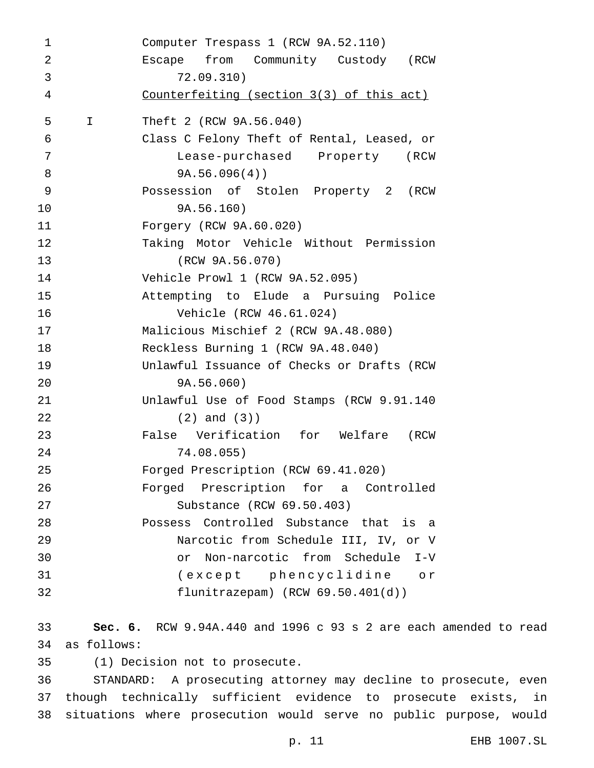Computer Trespass 1 (RCW 9A.52.110)
Escape from Community Custody (RCW 72.09.310)
<u>Counterfeiting (section 3(3) of this act)</u>

I Theft 2 (RCW 9A.56.040)
Class C Felony Theft of Rental, Leased, or Lease-purchased Property (RCW 9A.56.096(4))
Possession of Stolen Property 2 (RCW 9A.56.160)
Forgery (RCW 9A.60.020)
Taking Motor Vehicle Without Permission (RCW 9A.56.070)
Vehicle Prowl 1 (RCW 9A.52.095)
Attempting to Elude a Pursuing Police Vehicle (RCW 46.61.024)
Malicious Mischief 2 (RCW 9A.48.080)
Reckless Burning 1 (RCW 9A.48.040)
Unlawful Issuance of Checks or Drafts (RCW 9A.56.060)
Unlawful Use of Food Stamps (RCW 9.91.140 (2) and (3))
False Verification for Welfare (RCW 74.08.055)
Forged Prescription (RCW 69.41.020)
Forged Prescription for a Controlled Substance (RCW 69.50.403)
Possess Controlled Substance that is a Narcotic from Schedule III, IV, or V or Non-narcotic from Schedule I-V (except phencyclidine or flunitrazepam) (RCW 69.50.401(d))

**Sec. 6.** RCW 9.94A.440 and 1996 c 93 s 2 are each amended to read as follows:

(1) Decision not to prosecute.

STANDARD: A prosecuting attorney may decline to prosecute, even though technically sufficient evidence to prosecute exists, in situations where prosecution would serve no public purpose, would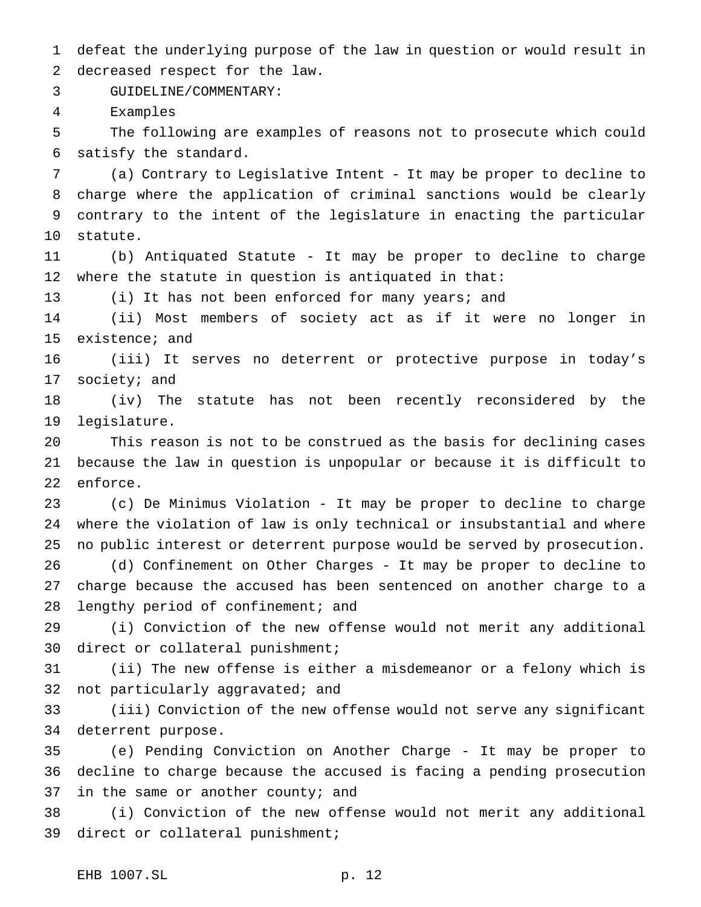defeat the underlying purpose of the law in question or would result in decreased respect for the law.

GUIDELINE/COMMENTARY:

Examples

The following are examples of reasons not to prosecute which could satisfy the standard.

(a) Contrary to Legislative Intent - It may be proper to decline to charge where the application of criminal sanctions would be clearly contrary to the intent of the legislature in enacting the particular statute.

(b) Antiquated Statute - It may be proper to decline to charge where the statute in question is antiquated in that:

(i) It has not been enforced for many years; and

(ii) Most members of society act as if it were no longer in existence; and

(iii) It serves no deterrent or protective purpose in today's society; and

(iv) The statute has not been recently reconsidered by the legislature.

This reason is not to be construed as the basis for declining cases because the law in question is unpopular or because it is difficult to enforce.

(c) De Minimus Violation - It may be proper to decline to charge where the violation of law is only technical or insubstantial and where no public interest or deterrent purpose would be served by prosecution.

(d) Confinement on Other Charges - It may be proper to decline to charge because the accused has been sentenced on another charge to a lengthy period of confinement; and

(i) Conviction of the new offense would not merit any additional direct or collateral punishment;

(ii) The new offense is either a misdemeanor or a felony which is not particularly aggravated; and

(iii) Conviction of the new offense would not serve any significant deterrent purpose.

(e) Pending Conviction on Another Charge - It may be proper to decline to charge because the accused is facing a pending prosecution in the same or another county; and

(i) Conviction of the new offense would not merit any additional direct or collateral punishment;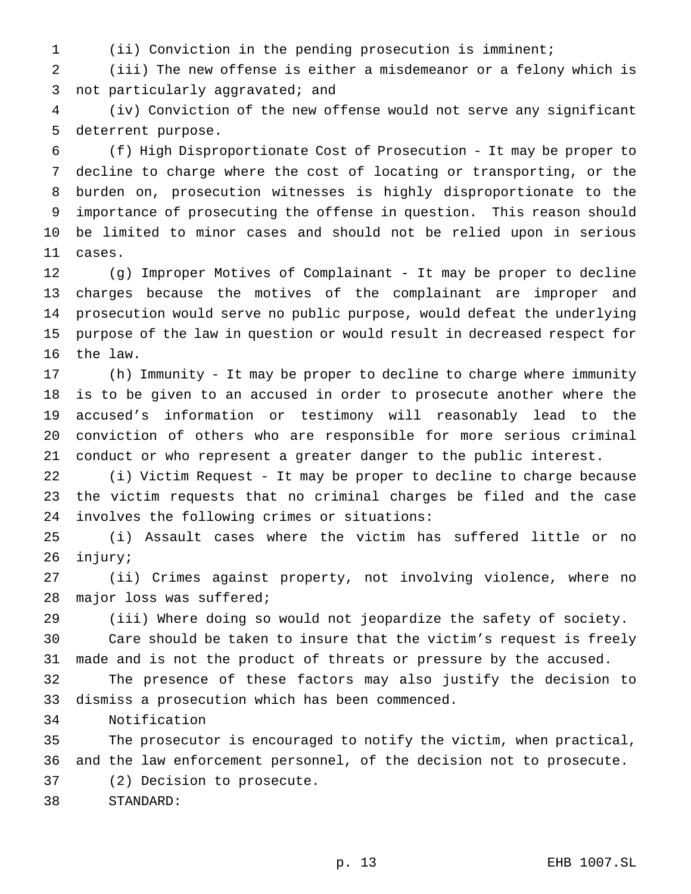(ii) Conviction in the pending prosecution is imminent;

(iii) The new offense is either a misdemeanor or a felony which is not particularly aggravated; and

(iv) Conviction of the new offense would not serve any significant deterrent purpose.

(f) High Disproportionate Cost of Prosecution - It may be proper to decline to charge where the cost of locating or transporting, or the burden on, prosecution witnesses is highly disproportionate to the importance of prosecuting the offense in question. This reason should be limited to minor cases and should not be relied upon in serious cases.

(g) Improper Motives of Complainant - It may be proper to decline charges because the motives of the complainant are improper and prosecution would serve no public purpose, would defeat the underlying purpose of the law in question or would result in decreased respect for the law.

(h) Immunity - It may be proper to decline to charge where immunity is to be given to an accused in order to prosecute another where the accused's information or testimony will reasonably lead to the conviction of others who are responsible for more serious criminal conduct or who represent a greater danger to the public interest.

(i) Victim Request - It may be proper to decline to charge because the victim requests that no criminal charges be filed and the case involves the following crimes or situations:

(i) Assault cases where the victim has suffered little or no injury;

(ii) Crimes against property, not involving violence, where no major loss was suffered;

(iii) Where doing so would not jeopardize the safety of society.

Care should be taken to insure that the victim's request is freely made and is not the product of threats or pressure by the accused.

The presence of these factors may also justify the decision to dismiss a prosecution which has been commenced.

Notification

The prosecutor is encouraged to notify the victim, when practical, and the law enforcement personnel, of the decision not to prosecute.

(2) Decision to prosecute.

STANDARD: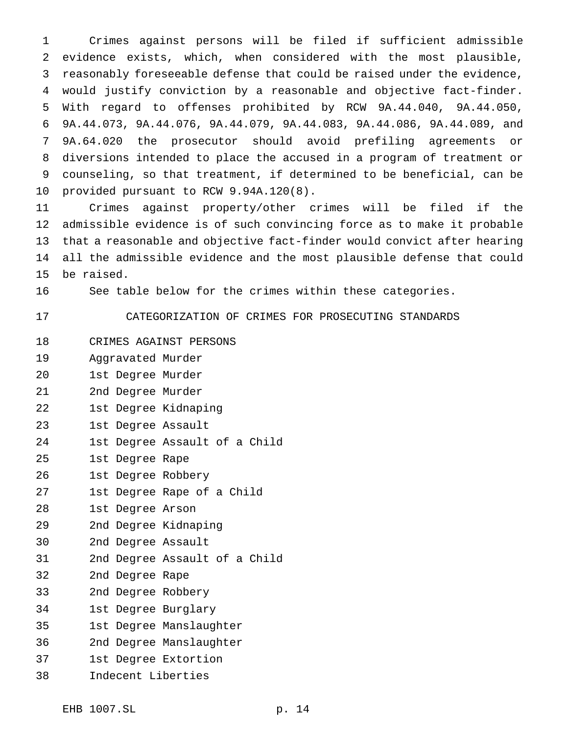Crimes against persons will be filed if sufficient admissible evidence exists, which, when considered with the most plausible, reasonably foreseeable defense that could be raised under the evidence, would justify conviction by a reasonable and objective fact-finder. With regard to offenses prohibited by RCW 9A.44.040, 9A.44.050, 9A.44.073, 9A.44.076, 9A.44.079, 9A.44.083, 9A.44.086, 9A.44.089, and 9A.64.020 the prosecutor should avoid prefiling agreements or diversions intended to place the accused in a program of treatment or counseling, so that treatment, if determined to be beneficial, can be provided pursuant to RCW 9.94A.120(8).

Crimes against property/other crimes will be filed if the admissible evidence is of such convincing force as to make it probable that a reasonable and objective fact-finder would convict after hearing all the admissible evidence and the most plausible defense that could be raised.

See table below for the crimes within these categories.

CATEGORIZATION OF CRIMES FOR PROSECUTING STANDARDS

CRIMES AGAINST PERSONS

Aggravated Murder

1st Degree Murder

2nd Degree Murder

1st Degree Kidnaping

1st Degree Assault

1st Degree Assault of a Child

1st Degree Rape

1st Degree Robbery

1st Degree Rape of a Child

1st Degree Arson

2nd Degree Kidnaping

2nd Degree Assault

2nd Degree Assault of a Child

2nd Degree Rape

2nd Degree Robbery

1st Degree Burglary

1st Degree Manslaughter

2nd Degree Manslaughter

1st Degree Extortion

Indecent Liberties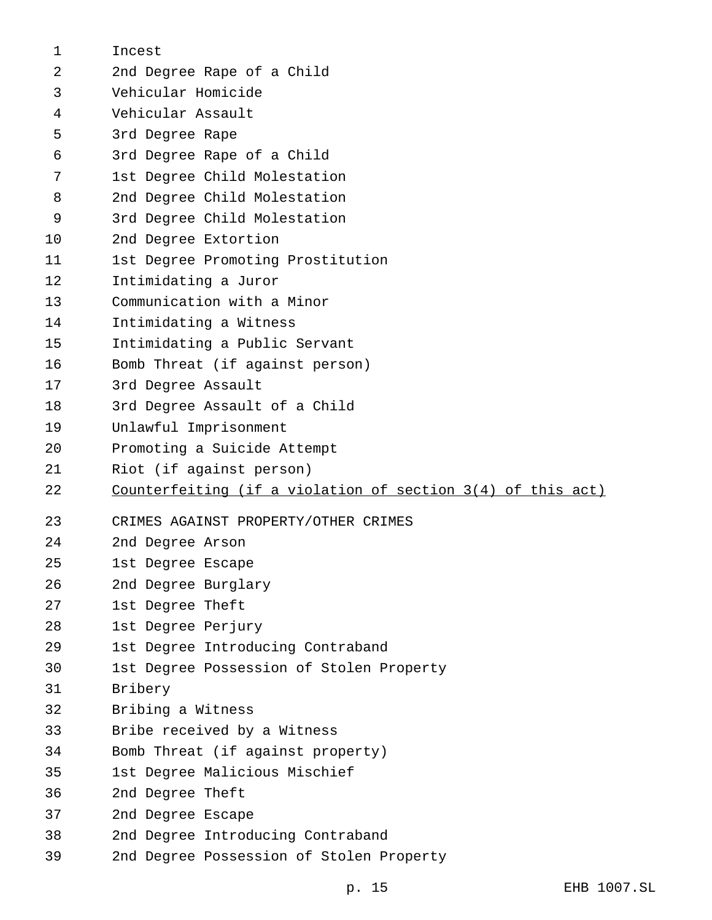Incest
2nd Degree Rape of a Child
Vehicular Homicide
Vehicular Assault
3rd Degree Rape
3rd Degree Rape of a Child
1st Degree Child Molestation
2nd Degree Child Molestation
3rd Degree Child Molestation
2nd Degree Extortion
1st Degree Promoting Prostitution
Intimidating a Juror
Communication with a Minor
Intimidating a Witness
Intimidating a Public Servant
Bomb Threat (if against person)
3rd Degree Assault
3rd Degree Assault of a Child
Unlawful Imprisonment
Promoting a Suicide Attempt
Riot (if against person)
<u>Counterfeiting (if a violation of section 3(4) of this act)</u>

CRIMES AGAINST PROPERTY/OTHER CRIMES
2nd Degree Arson
1st Degree Escape
2nd Degree Burglary
1st Degree Theft
1st Degree Perjury
1st Degree Introducing Contraband
1st Degree Possession of Stolen Property
Bribery
Bribing a Witness
Bribe received by a Witness
Bomb Threat (if against property)
1st Degree Malicious Mischief
2nd Degree Theft
2nd Degree Escape
2nd Degree Introducing Contraband
2nd Degree Possession of Stolen Property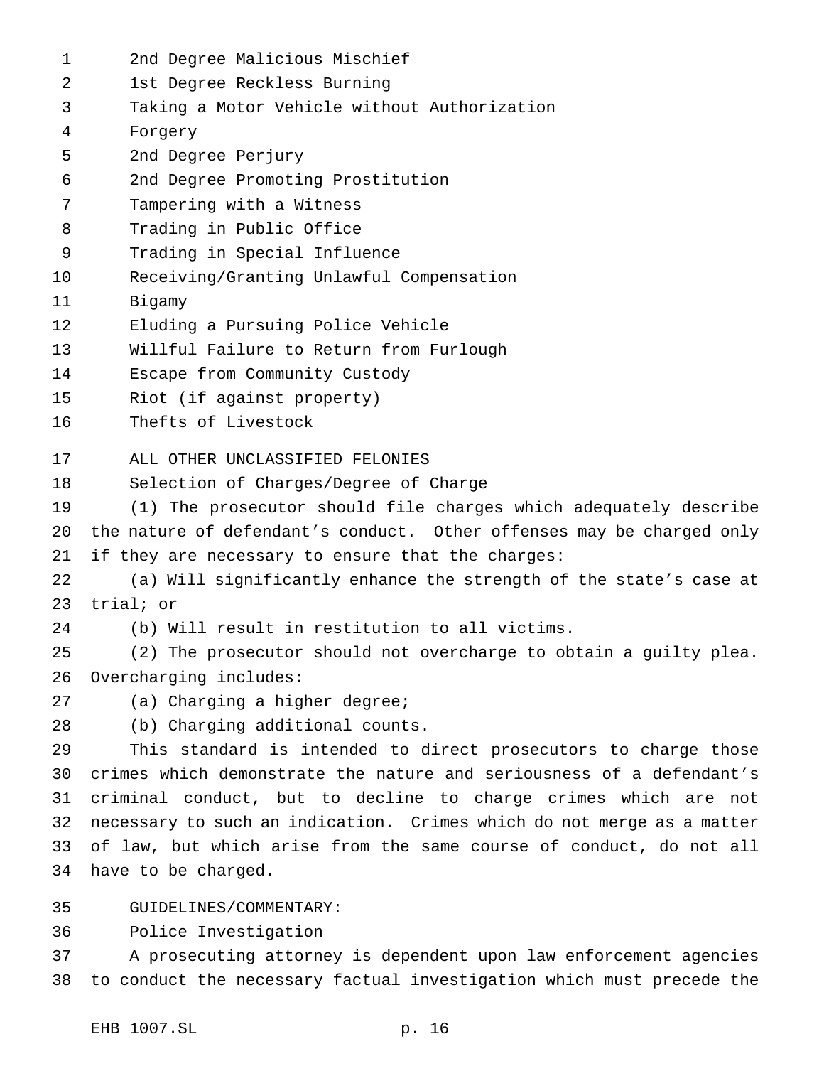2nd Degree Malicious Mischief
1st Degree Reckless Burning
Taking a Motor Vehicle without Authorization
Forgery
2nd Degree Perjury
2nd Degree Promoting Prostitution
Tampering with a Witness
Trading in Public Office
Trading in Special Influence
Receiving/Granting Unlawful Compensation
Bigamy
Eluding a Pursuing Police Vehicle
Willful Failure to Return from Furlough
Escape from Community Custody
Riot (if against property)
Thefts of Livestock

ALL OTHER UNCLASSIFIED FELONIES

Selection of Charges/Degree of Charge

(1) The prosecutor should file charges which adequately describe the nature of defendant's conduct. Other offenses may be charged only if they are necessary to ensure that the charges:

(a) Will significantly enhance the strength of the state's case at trial; or

(b) Will result in restitution to all victims.

(2) The prosecutor should not overcharge to obtain a guilty plea. Overcharging includes:

(a) Charging a higher degree;

(b) Charging additional counts.

This standard is intended to direct prosecutors to charge those crimes which demonstrate the nature and seriousness of a defendant's criminal conduct, but to decline to charge crimes which are not necessary to such an indication. Crimes which do not merge as a matter of law, but which arise from the same course of conduct, do not all have to be charged.

GUIDELINES/COMMENTARY:

Police Investigation

A prosecuting attorney is dependent upon law enforcement agencies to conduct the necessary factual investigation which must precede the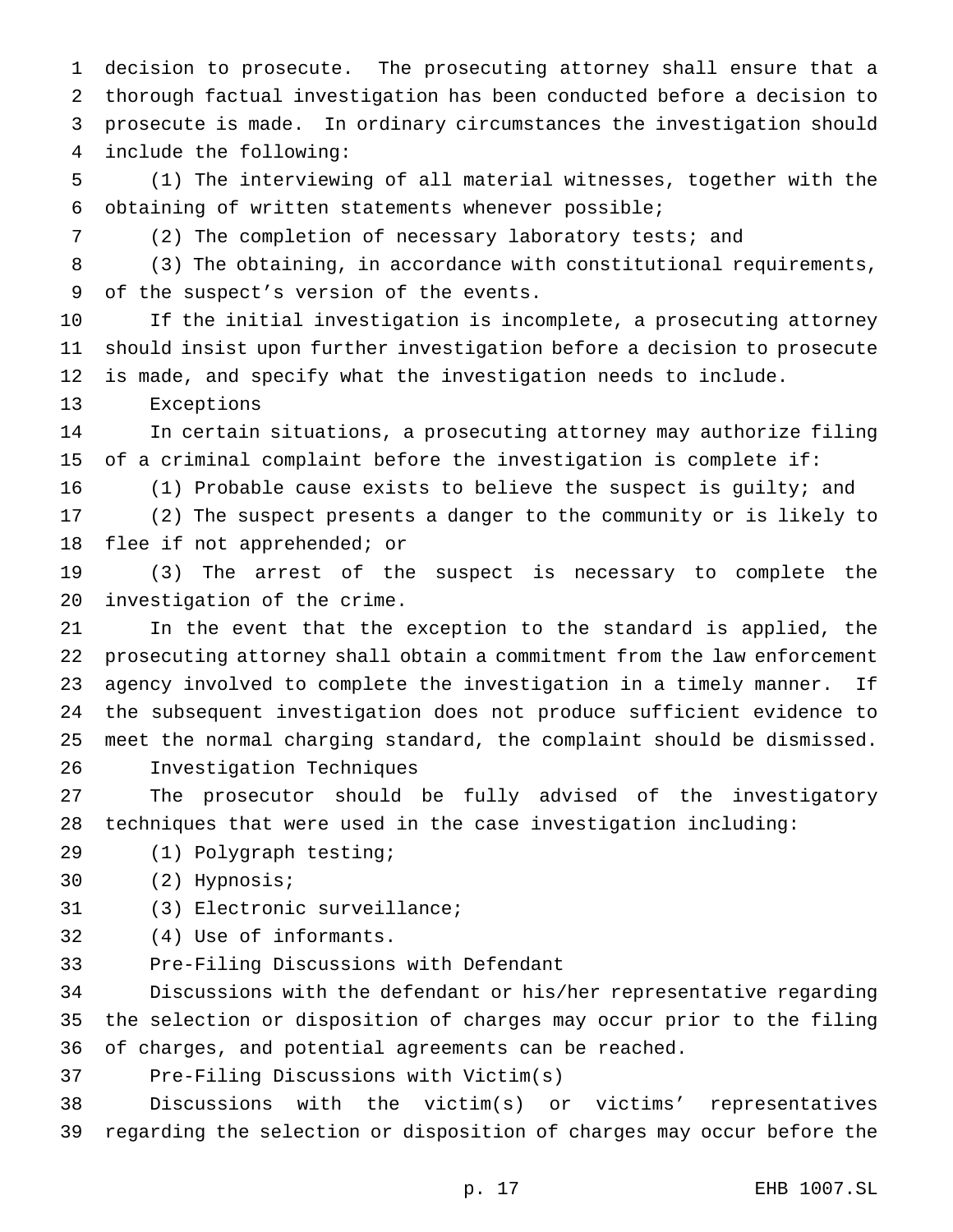decision to prosecute. The prosecuting attorney shall ensure that a thorough factual investigation has been conducted before a decision to prosecute is made. In ordinary circumstances the investigation should include the following:

(1) The interviewing of all material witnesses, together with the obtaining of written statements whenever possible;

(2) The completion of necessary laboratory tests; and

(3) The obtaining, in accordance with constitutional requirements, of the suspect's version of the events.

If the initial investigation is incomplete, a prosecuting attorney should insist upon further investigation before a decision to prosecute is made, and specify what the investigation needs to include.

Exceptions

In certain situations, a prosecuting attorney may authorize filing of a criminal complaint before the investigation is complete if:

(1) Probable cause exists to believe the suspect is guilty; and

(2) The suspect presents a danger to the community or is likely to flee if not apprehended; or

(3) The arrest of the suspect is necessary to complete the investigation of the crime.

In the event that the exception to the standard is applied, the prosecuting attorney shall obtain a commitment from the law enforcement agency involved to complete the investigation in a timely manner. If the subsequent investigation does not produce sufficient evidence to meet the normal charging standard, the complaint should be dismissed.

Investigation Techniques

The prosecutor should be fully advised of the investigatory techniques that were used in the case investigation including:

(1) Polygraph testing;

(2) Hypnosis;

(3) Electronic surveillance;

(4) Use of informants.

Pre-Filing Discussions with Defendant

Discussions with the defendant or his/her representative regarding the selection or disposition of charges may occur prior to the filing of charges, and potential agreements can be reached.

Pre-Filing Discussions with Victim(s)

Discussions with the victim(s) or victims' representatives regarding the selection or disposition of charges may occur before the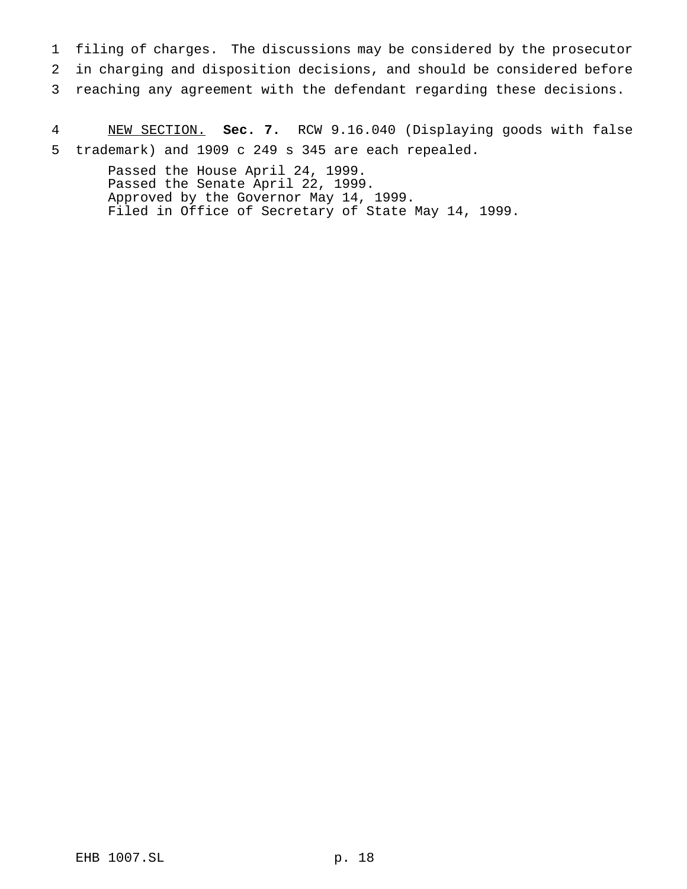filing of charges. The discussions may be considered by the prosecutor in charging and disposition decisions, and should be considered before reaching any agreement with the defendant regarding these decisions.

NEW SECTION. **Sec. 7.** RCW 9.16.040 (Displaying goods with false trademark) and 1909 c 249 s 345 are each repealed.

Passed the House April 24, 1999.
Passed the Senate April 22, 1999.
Approved by the Governor May 14, 1999.
Filed in Office of Secretary of State May 14, 1999.